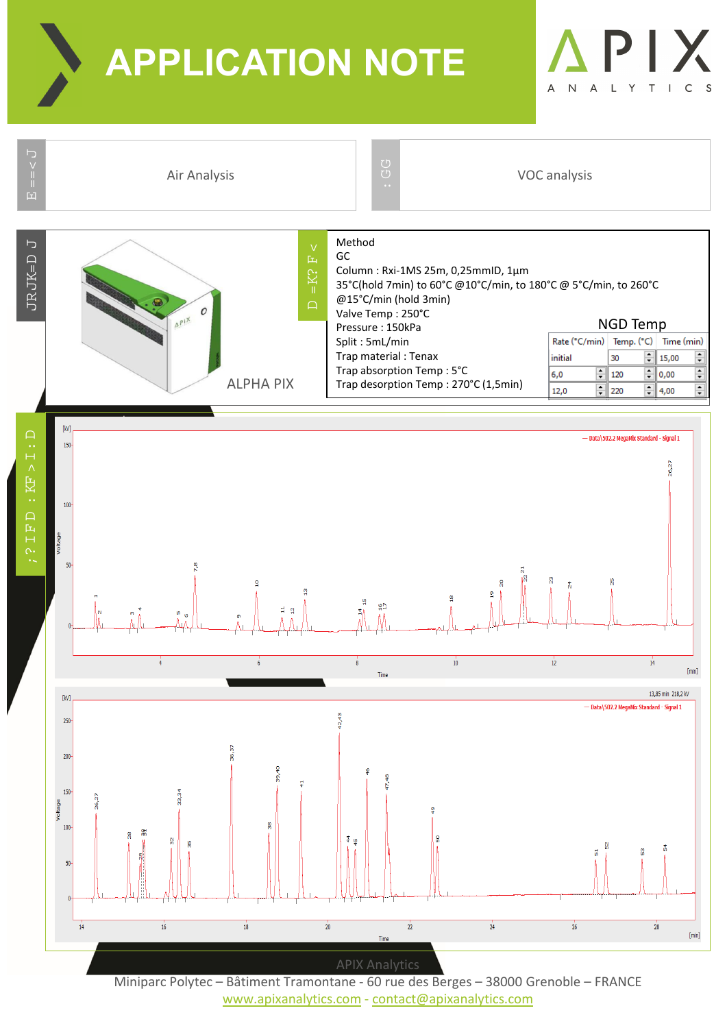# APPLICATION NOTE

APIX ANALYTICS

Air Analysis

VOC analysis

ALPHA PIX

Method
GC
Column : Rxi-1MS 25m, 0,25mmID, 1µm
35°C(hold 7min) to 60°C @10°C/min, to 180°C @ 5°C/min, to 260°C @15°C/min (hold 3min)
Valve Temp : 250°C
Pressure : 150kPa
Split : 5mL/min
Trap material : Tenax
Trap absorption Temp : 5°C
Trap desorption Temp : 270°C (1,5min)

NGD Temp

| Rate (°C/min) | Temp. (°C) | Time (min) |
| --- | --- | --- |
| initial | 30 | 15,00 |
| 6,0 | 120 | 0,00 |
| 12,0 | 220 | 4,00 |

APIX Analytics
Miniparc Polytec – Bâtiment Tramontane - 60 rue des Berges – 38000 Grenoble – FRANCE
www.apixanalytics.com - contact@apixanalytics.com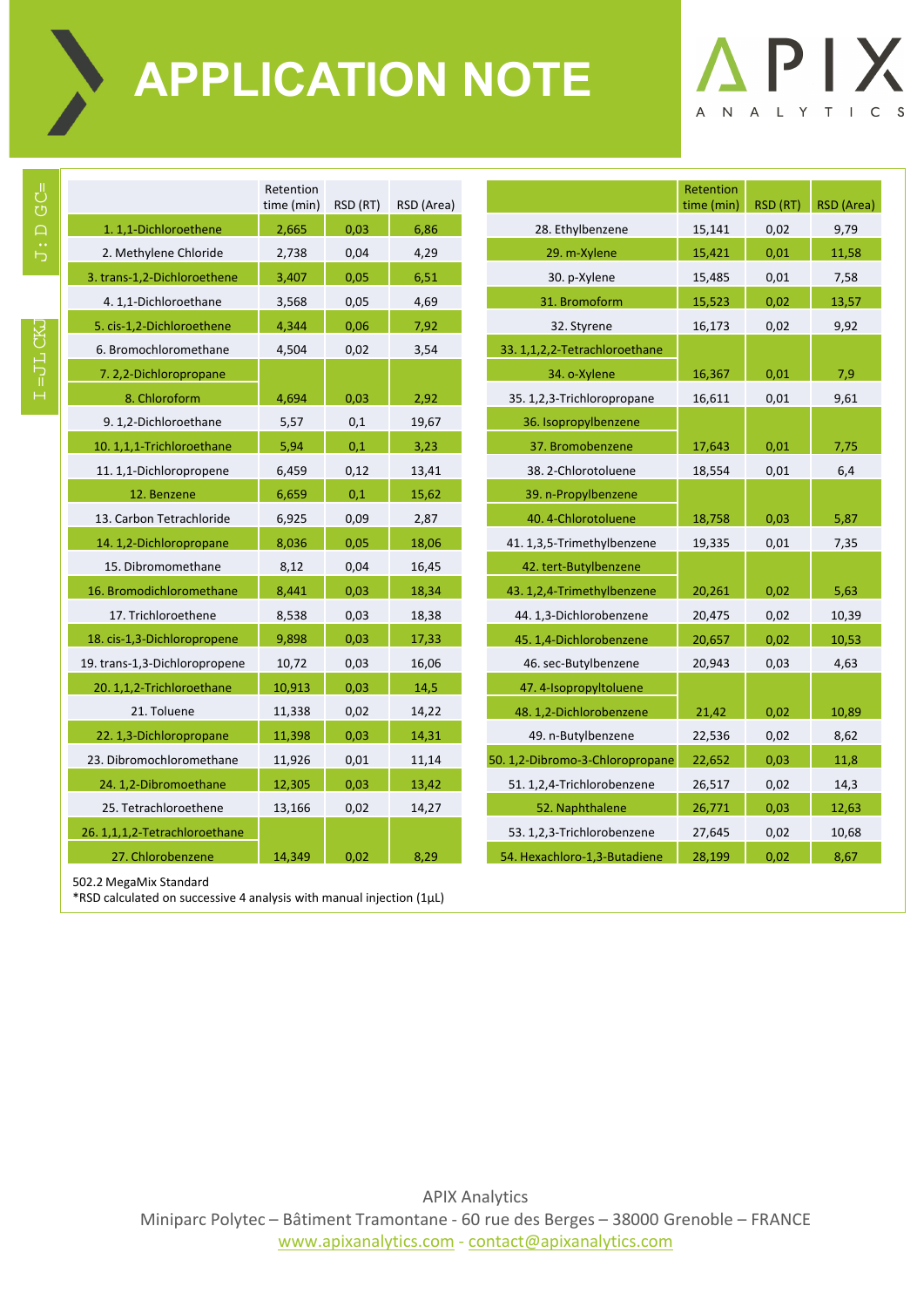# APPLICATION NOTE

|  | Retention time (min) | RSD (RT) | RSD (Area) |
|---|---|---|---|
| 1. 1,1-Dichloroethene | 2,665 | 0,03 | 6,86 |
| 2. Methylene Chloride | 2,738 | 0,04 | 4,29 |
| 3. trans-1,2-Dichloroethene | 3,407 | 0,05 | 6,51 |
| 4. 1,1-Dichloroethane | 3,568 | 0,05 | 4,69 |
| 5. cis-1,2-Dichloroethene | 4,344 | 0,06 | 7,92 |
| 6. Bromochloromethane | 4,504 | 0,02 | 3,54 |
| 7. 2,2-Dichloropropane<br>8. Chloroform | 4,694 | 0,03 | 2,92 |
| 9. 1,2-Dichloroethane | 5,57 | 0,1 | 19,67 |
| 10. 1,1,1-Trichloroethane | 5,94 | 0,1 | 3,23 |
| 11. 1,1-Dichloropropene | 6,459 | 0,12 | 13,41 |
| 12. Benzene | 6,659 | 0,1 | 15,62 |
| 13. Carbon Tetrachloride | 6,925 | 0,09 | 2,87 |
| 14. 1,2-Dichloropropane | 8,036 | 0,05 | 18,06 |
| 15. Dibromomethane | 8,12 | 0,04 | 16,45 |
| 16. Bromodichloromethane | 8,441 | 0,03 | 18,34 |
| 17. Trichloroethene | 8,538 | 0,03 | 18,38 |
| 18. cis-1,3-Dichloropropene | 9,898 | 0,03 | 17,33 |
| 19. trans-1,3-Dichloropropene | 10,72 | 0,03 | 16,06 |
| 20. 1,1,2-Trichloroethane | 10,913 | 0,03 | 14,5 |
| 21. Toluene | 11,338 | 0,02 | 14,22 |
| 22. 1,3-Dichloropropane | 11,398 | 0,03 | 14,31 |
| 23. Dibromochloromethane | 11,926 | 0,01 | 11,14 |
| 24. 1,2-Dibromoethane | 12,305 | 0,03 | 13,42 |
| 25. Tetrachloroethene | 13,166 | 0,02 | 14,27 |
| 26. 1,1,1,2-Tetrachloroethane<br>27. Chlorobenzene | 14,349 | 0,02 | 8,29 |

|  | Retention time (min) | RSD (RT) | RSD (Area) |
|---|---|---|---|
| 28. Ethylbenzene | 15,141 | 0,02 | 9,79 |
| 29. m-Xylene | 15,421 | 0,01 | 11,58 |
| 30. p-Xylene | 15,485 | 0,01 | 7,58 |
| 31. Bromoform | 15,523 | 0,02 | 13,57 |
| 32. Styrene | 16,173 | 0,02 | 9,92 |
| 33. 1,1,2,2-Tetrachloroethane<br>34. o-Xylene | 16,367 | 0,01 | 7,9 |
| 35. 1,2,3-Trichloropropane | 16,611 | 0,01 | 9,61 |
| 36. Isopropylbenzene<br>37. Bromobenzene | 17,643 | 0,01 | 7,75 |
| 38. 2-Chlorotoluene | 18,554 | 0,01 | 6,4 |
| 39. n-Propylbenzene<br>40. 4-Chlorotoluene | 18,758 | 0,03 | 5,87 |
| 41. 1,3,5-Trimethylbenzene | 19,335 | 0,01 | 7,35 |
| 42. tert-Butylbenzene<br>43. 1,2,4-Trimethylbenzene | 20,261 | 0,02 | 5,63 |
| 44. 1,3-Dichlorobenzene | 20,475 | 0,02 | 10,39 |
| 45. 1,4-Dichlorobenzene | 20,657 | 0,02 | 10,53 |
| 46. sec-Butylbenzene | 20,943 | 0,03 | 4,63 |
| 47. 4-Isopropyltoluene<br>48. 1,2-Dichlorobenzene | 21,42 | 0,02 | 10,89 |
| 49. n-Butylbenzene | 22,536 | 0,02 | 8,62 |
| 50. 1,2-Dibromo-3-Chloropropane | 22,652 | 0,03 | 11,8 |
| 51. 1,2,4-Trichlorobenzene | 26,517 | 0,02 | 14,3 |
| 52. Naphthalene | 26,771 | 0,03 | 12,63 |
| 53. 1,2,3-Trichlorobenzene | 27,645 | 0,02 | 10,68 |
| 54. Hexachloro-1,3-Butadiene | 28,199 | 0,02 | 8,67 |

502.2 MegaMix Standard
*RSD calculated on successive 4 analysis with manual injection (1µL)

APIX Analytics
Miniparc Polytec – Bâtiment Tramontane - 60 rue des Berges – 38000 Grenoble – FRANCE
www.apixanalytics.com - contact@apixanalytics.com